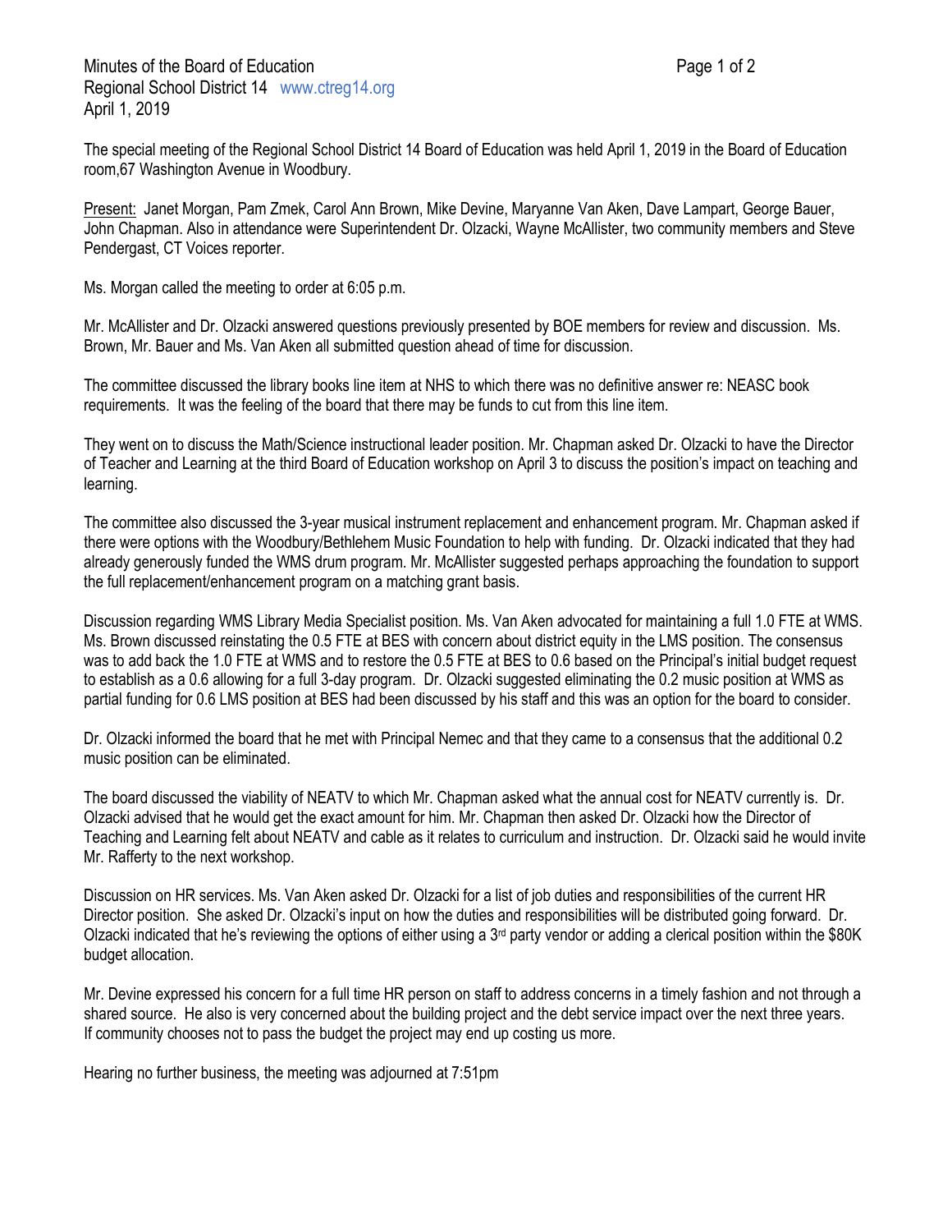Minutes of the Board of Education
Regional School District 14 www.ctreg14.org
April 1, 2019

The special meeting of the Regional School District 14 Board of Education was held April 1, 2019 in the Board of Education room,67 Washington Avenue in Woodbury.

Present: Janet Morgan, Pam Zmek, Carol Ann Brown, Mike Devine, Maryanne Van Aken, Dave Lampart, George Bauer, John Chapman. Also in attendance were Superintendent Dr. Olzacki, Wayne McAllister, two community members and Steve Pendergast, CT Voices reporter.

Ms. Morgan called the meeting to order at 6:05 p.m.

Mr. McAllister and Dr. Olzacki answered questions previously presented by BOE members for review and discussion. Ms. Brown, Mr. Bauer and Ms. Van Aken all submitted question ahead of time for discussion.

The committee discussed the library books line item at NHS to which there was no definitive answer re: NEASC book requirements. It was the feeling of the board that there may be funds to cut from this line item.

They went on to discuss the Math/Science instructional leader position. Mr. Chapman asked Dr. Olzacki to have the Director of Teacher and Learning at the third Board of Education workshop on April 3 to discuss the position's impact on teaching and learning.

The committee also discussed the 3-year musical instrument replacement and enhancement program. Mr. Chapman asked if there were options with the Woodbury/Bethlehem Music Foundation to help with funding. Dr. Olzacki indicated that they had already generously funded the WMS drum program. Mr. McAllister suggested perhaps approaching the foundation to support the full replacement/enhancement program on a matching grant basis.

Discussion regarding WMS Library Media Specialist position. Ms. Van Aken advocated for maintaining a full 1.0 FTE at WMS. Ms. Brown discussed reinstating the 0.5 FTE at BES with concern about district equity in the LMS position. The consensus was to add back the 1.0 FTE at WMS and to restore the 0.5 FTE at BES to 0.6 based on the Principal's initial budget request to establish as a 0.6 allowing for a full 3-day program. Dr. Olzacki suggested eliminating the 0.2 music position at WMS as partial funding for 0.6 LMS position at BES had been discussed by his staff and this was an option for the board to consider.

Dr. Olzacki informed the board that he met with Principal Nemec and that they came to a consensus that the additional 0.2 music position can be eliminated.

The board discussed the viability of NEATV to which Mr. Chapman asked what the annual cost for NEATV currently is. Dr. Olzacki advised that he would get the exact amount for him. Mr. Chapman then asked Dr. Olzacki how the Director of Teaching and Learning felt about NEATV and cable as it relates to curriculum and instruction. Dr. Olzacki said he would invite Mr. Rafferty to the next workshop.

Discussion on HR services. Ms. Van Aken asked Dr. Olzacki for a list of job duties and responsibilities of the current HR Director position. She asked Dr. Olzacki's input on how the duties and responsibilities will be distributed going forward. Dr. Olzacki indicated that he's reviewing the options of either using a 3rd party vendor or adding a clerical position within the $80K budget allocation.

Mr. Devine expressed his concern for a full time HR person on staff to address concerns in a timely fashion and not through a shared source. He also is very concerned about the building project and the debt service impact over the next three years. If community chooses not to pass the budget the project may end up costing us more.

Hearing no further business, the meeting was adjourned at 7:51pm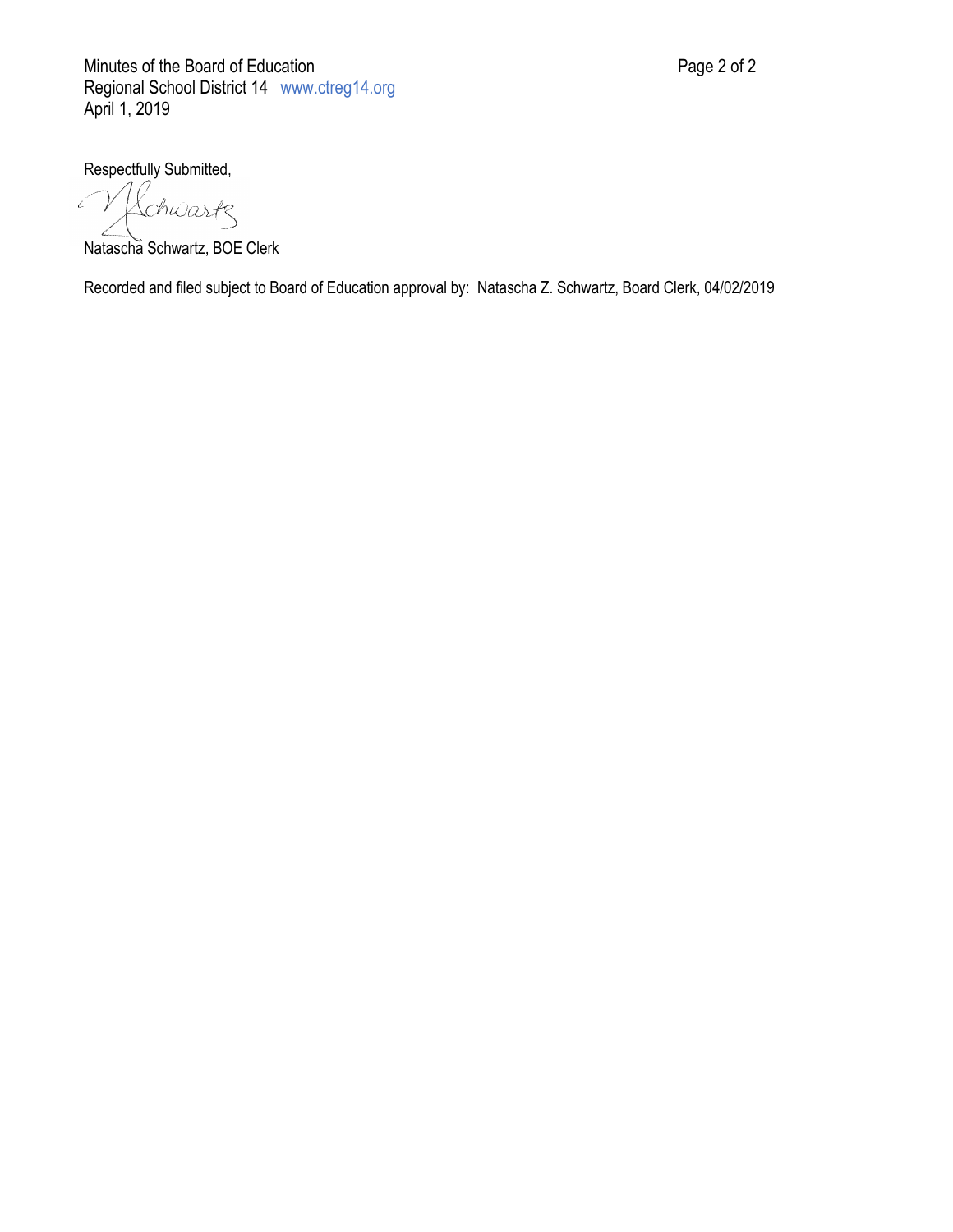Respectfully Submitted,

Natascha Schwartz, BOE Clerk

Recorded and filed subject to Board of Education approval by: Natascha Z. Schwartz, Board Clerk, 04/02/2019